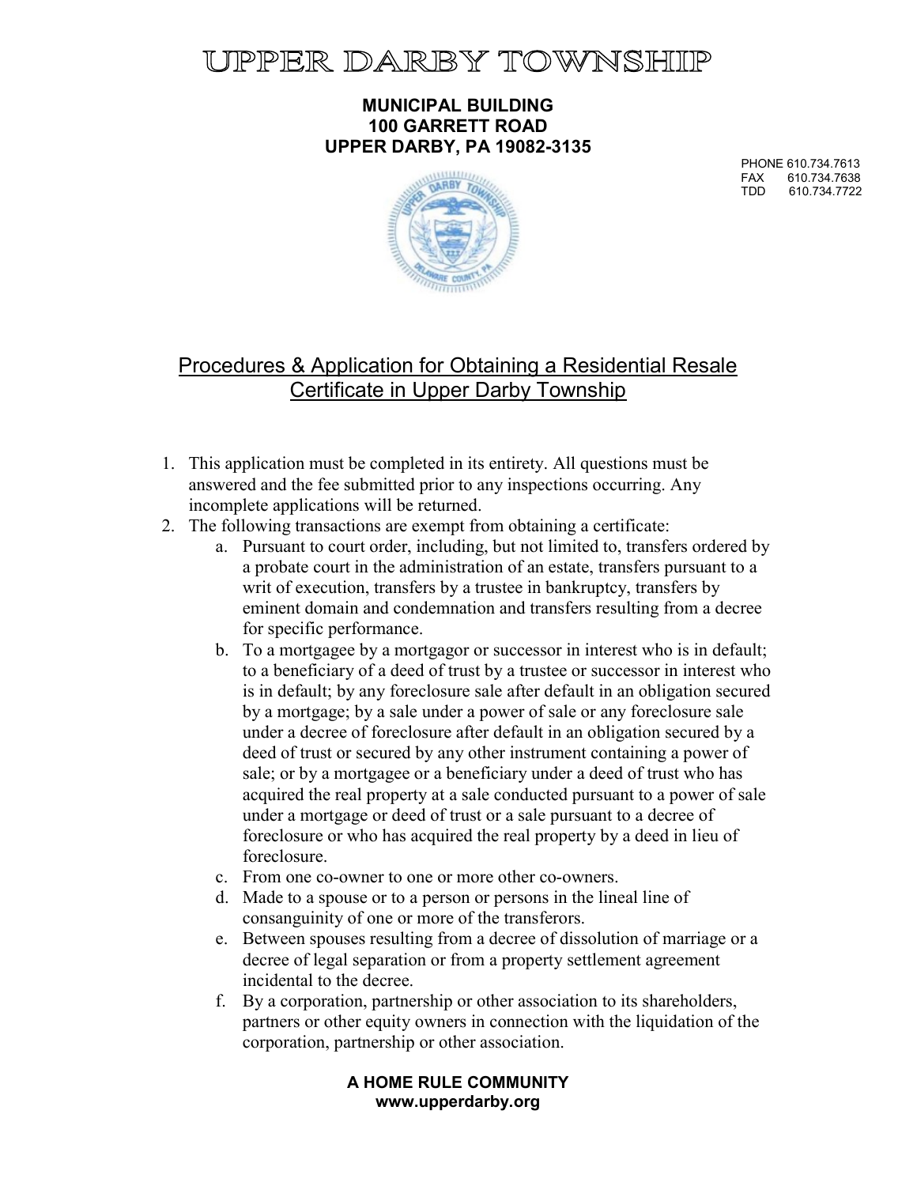# UPPER DARBY TOWNSHIP

**MUNICIPAL BUILDING**
**100 GARRETT ROAD**
**UPPER DARBY, PA 19082-3135**

PHONE 610.734.7613
FAX 610.734.7638
TDD 610.734.7722

## Procedures & Application for Obtaining a Residential Resale Certificate in Upper Darby Township

1. This application must be completed in its entirety. All questions must be answered and the fee submitted prior to any inspections occurring. Any incomplete applications will be returned.
2. The following transactions are exempt from obtaining a certificate:
   a. Pursuant to court order, including, but not limited to, transfers ordered by a probate court in the administration of an estate, transfers pursuant to a writ of execution, transfers by a trustee in bankruptcy, transfers by eminent domain and condemnation and transfers resulting from a decree for specific performance.
   b. To a mortgagee by a mortgagor or successor in interest who is in default; to a beneficiary of a deed of trust by a trustee or successor in interest who is in default; by any foreclosure sale after default in an obligation secured by a mortgage; by a sale under a power of sale or any foreclosure sale under a decree of foreclosure after default in an obligation secured by a deed of trust or secured by any other instrument containing a power of sale; or by a mortgagee or a beneficiary under a deed of trust who has acquired the real property at a sale conducted pursuant to a power of sale under a mortgage or deed of trust or a sale pursuant to a decree of foreclosure or who has acquired the real property by a deed in lieu of foreclosure.
   c. From one co-owner to one or more other co-owners.
   d. Made to a spouse or to a person or persons in the lineal line of consanguinity of one or more of the transferors.
   e. Between spouses resulting from a decree of dissolution of marriage or a decree of legal separation or from a property settlement agreement incidental to the decree.
   f. By a corporation, partnership or other association to its shareholders, partners or other equity owners in connection with the liquidation of the corporation, partnership or other association.

**A HOME RULE COMMUNITY**
**www.upperdarby.org**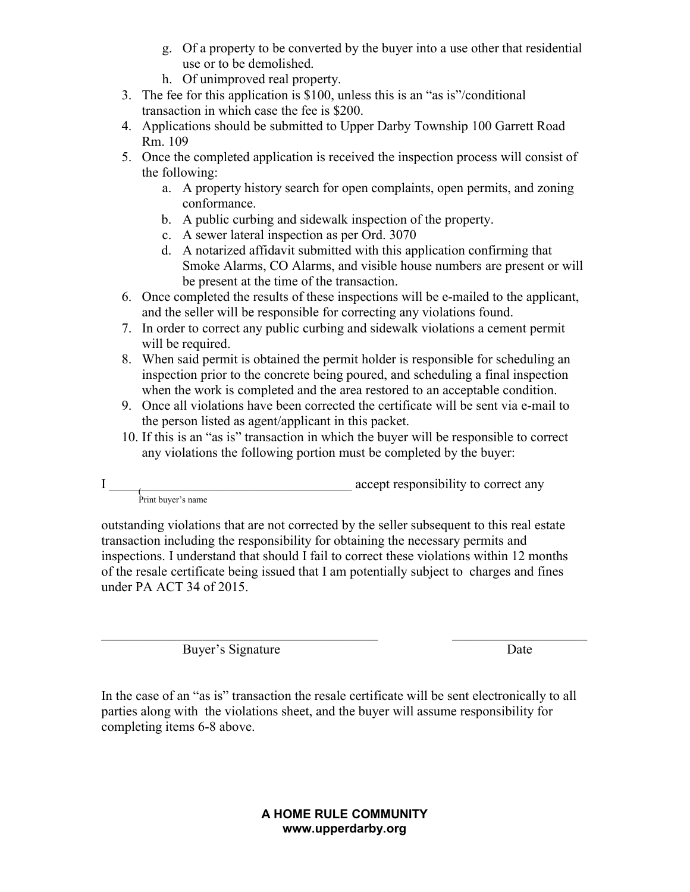g. Of a property to be converted by the buyer into a use other that residential use or to be demolished.
   h. Of unimproved real property.

3. The fee for this application is $100, unless this is an "as is"/conditional transaction in which case the fee is $200.
4. Applications should be submitted to Upper Darby Township 100 Garrett Road Rm. 109
5. Once the completed application is received the inspection process will consist of the following:
   a. A property history search for open complaints, open permits, and zoning conformance.
   b. A public curbing and sidewalk inspection of the property.
   c. A sewer lateral inspection as per Ord. 3070
   d. A notarized affidavit submitted with this application confirming that Smoke Alarms, CO Alarms, and visible house numbers are present or will be present at the time of the transaction.
6. Once completed the results of these inspections will be e-mailed to the applicant, and the seller will be responsible for correcting any violations found.
7. In order to correct any public curbing and sidewalk violations a cement permit will be required.
8. When said permit is obtained the permit holder is responsible for scheduling an inspection prior to the concrete being poured, and scheduling a final inspection when the work is completed and the area restored to an acceptable condition.
9. Once all violations have been corrected the certificate will be sent via e-mail to the person listed as agent/applicant in this packet.
10. If this is an "as is" transaction in which the buyer will be responsible to correct any violations the following portion must be completed by the buyer:

I ____________________________________ accept responsibility to correct any
(Print buyer's name)

outstanding violations that are not corrected by the seller subsequent to this real estate transaction including the responsibility for obtaining the necessary permits and inspections. I understand that should I fail to correct these violations within 12 months of the resale certificate being issued that I am potentially subject to charges and fines under PA ACT 34 of 2015.

____________________________________________ ____________________
Buyer's Signature Date

In the case of an "as is" transaction the resale certificate will be sent electronically to all parties along with the violations sheet, and the buyer will assume responsibility for completing items 6-8 above.

**A HOME RULE COMMUNITY**
**www.upperdarby.org**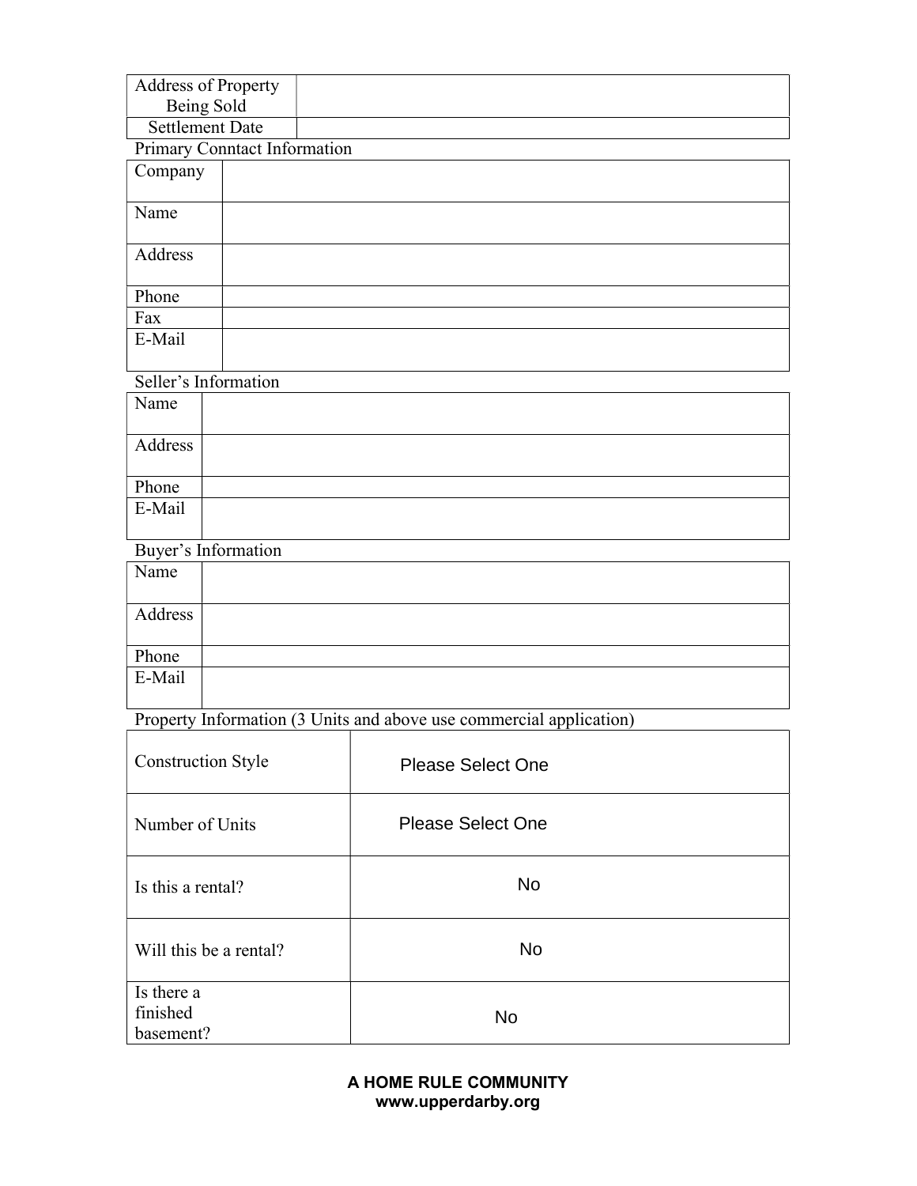| Address of Property Being Sold | |
|---|---|
| Settlement Date | |

Primary Conntact Information

| Company | |
|---|---|
| Name | |
| Address | |
| Phone | |
| Fax | |
| E-Mail | |

Seller's Information

| Name | |
|---|---|
| Address | |
| Phone | |
| E-Mail | |

Buyer's Information

| Name | |
|---|---|
| Address | |
| Phone | |
| E-Mail | |

Property Information (3 Units and above use commercial application)

| Construction Style | Please Select One |
|---|---|
| Number of Units | Please Select One |
| Is this a rental? | No |
| Will this be a rental? | No |
| Is there a finished basement? | No |

**A HOME RULE COMMUNITY**
**www.upperdarby.org**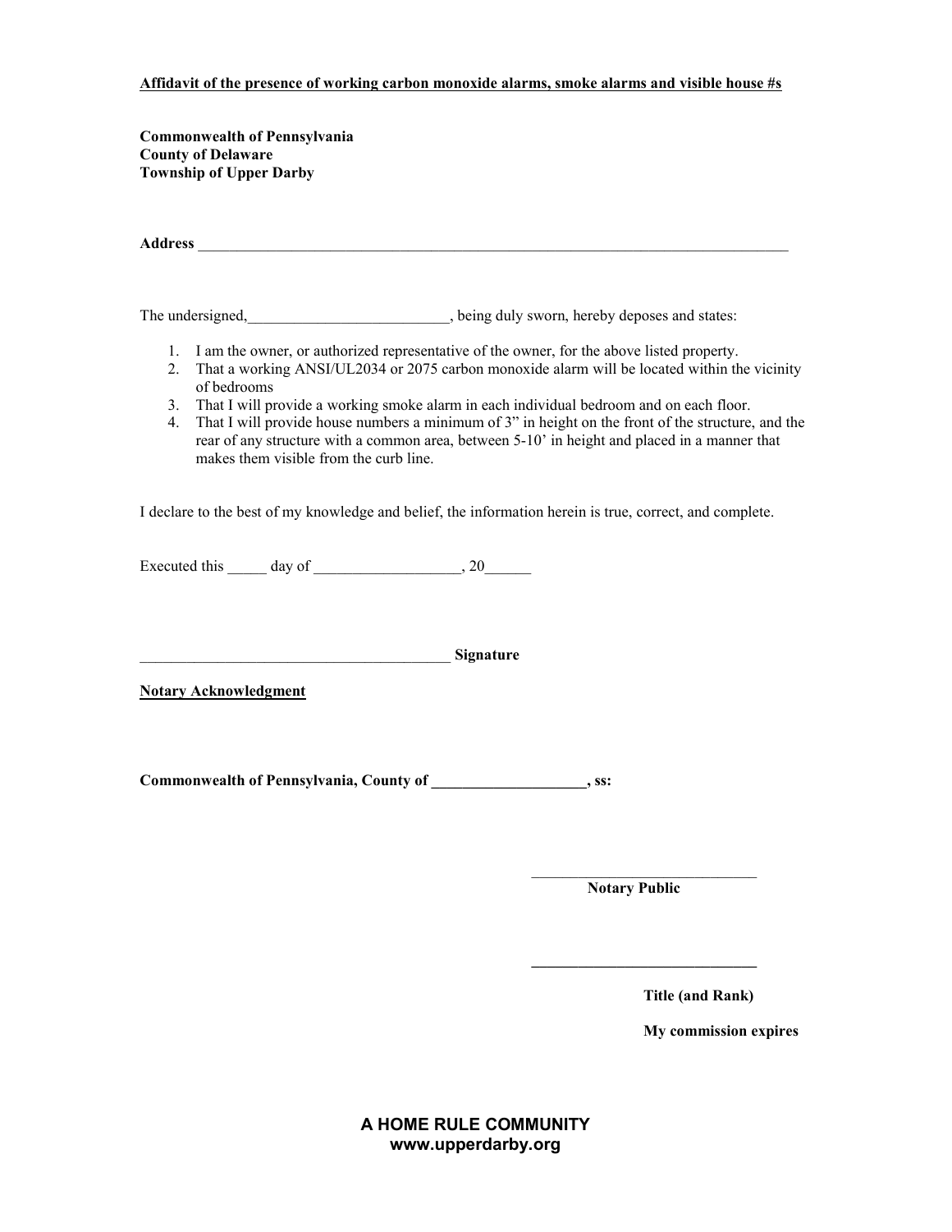**Affidavit of the presence of working carbon monoxide alarms, smoke alarms and visible house #s**

**Commonwealth of Pennsylvania**
**County of Delaware**
**Township of Upper Darby**

**Address** ______________________________________________________________________________

The undersigned,__________________________, being duly sworn, hereby deposes and states:

1. I am the owner, or authorized representative of the owner, for the above listed property.
2. That a working ANSI/UL2034 or 2075 carbon monoxide alarm will be located within the vicinity of bedrooms
3. That I will provide a working smoke alarm in each individual bedroom and on each floor.
4. That I will provide house numbers a minimum of 3" in height on the front of the structure, and the rear of any structure with a common area, between 5-10' in height and placed in a manner that makes them visible from the curb line.

I declare to the best of my knowledge and belief, the information herein is true, correct, and complete.

Executed this _____ day of ___________________, 20______

________________________________________ **Signature**

**Notary Acknowledgment**

**Commonwealth of Pennsylvania, County of ____________________, ss:**

______________________________
**Notary Public**

______________________________
**Title (and Rank)**

**My commission expires**

**A HOME RULE COMMUNITY**
**www.upperdarby.org**